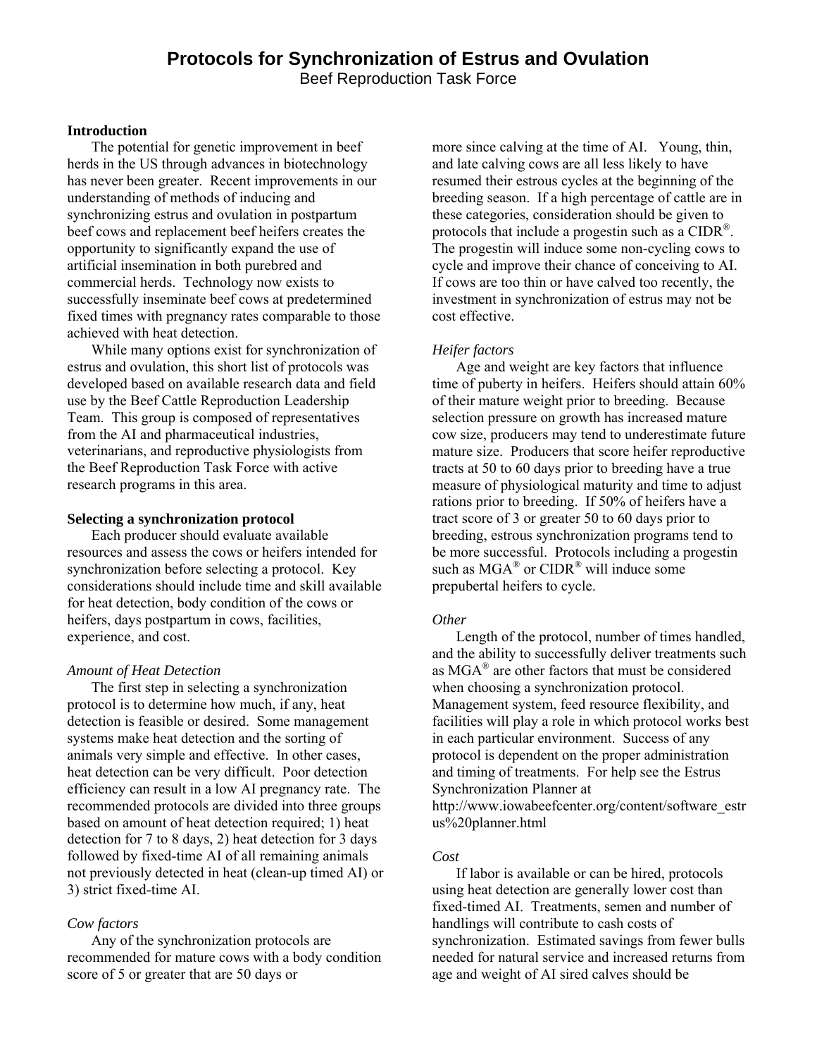# Protocols for Synchronization of Estrus and Ovulation

Beef Reproduction Task Force

## Introduction

The potential for genetic improvement in beef herds in the US through advances in biotechnology has never been greater. Recent improvements in our understanding of methods of inducing and synchronizing estrus and ovulation in postpartum beef cows and replacement beef heifers creates the opportunity to significantly expand the use of artificial insemination in both purebred and commercial herds. Technology now exists to successfully inseminate beef cows at predetermined fixed times with pregnancy rates comparable to those achieved with heat detection.

While many options exist for synchronization of estrus and ovulation, this short list of protocols was developed based on available research data and field use by the Beef Cattle Reproduction Leadership Team. This group is composed of representatives from the AI and pharmaceutical industries, veterinarians, and reproductive physiologists from the Beef Reproduction Task Force with active research programs in this area.

## Selecting a synchronization protocol

Each producer should evaluate available resources and assess the cows or heifers intended for synchronization before selecting a protocol. Key considerations should include time and skill available for heat detection, body condition of the cows or heifers, days postpartum in cows, facilities, experience, and cost.

### *Amount of Heat Detection*

The first step in selecting a synchronization protocol is to determine how much, if any, heat detection is feasible or desired. Some management systems make heat detection and the sorting of animals very simple and effective. In other cases, heat detection can be very difficult. Poor detection efficiency can result in a low AI pregnancy rate. The recommended protocols are divided into three groups based on amount of heat detection required; 1) heat detection for 7 to 8 days, 2) heat detection for 3 days followed by fixed-time AI of all remaining animals not previously detected in heat (clean-up timed AI) or 3) strict fixed-time AI.

### *Cow factors*

Any of the synchronization protocols are recommended for mature cows with a body condition score of 5 or greater that are 50 days or more since calving at the time of AI. Young, thin, and late calving cows are all less likely to have resumed their estrous cycles at the beginning of the breeding season. If a high percentage of cattle are in these categories, consideration should be given to protocols that include a progestin such as a CIDR®. The progestin will induce some non-cycling cows to cycle and improve their chance of conceiving to AI. If cows are too thin or have calved too recently, the investment in synchronization of estrus may not be cost effective.

### *Heifer factors*

Age and weight are key factors that influence time of puberty in heifers. Heifers should attain 60% of their mature weight prior to breeding. Because selection pressure on growth has increased mature cow size, producers may tend to underestimate future mature size. Producers that score heifer reproductive tracts at 50 to 60 days prior to breeding have a true measure of physiological maturity and time to adjust rations prior to breeding. If 50% of heifers have a tract score of 3 or greater 50 to 60 days prior to breeding, estrous synchronization programs tend to be more successful. Protocols including a progestin such as MGA® or CIDR® will induce some prepubertal heifers to cycle.

### *Other*

Length of the protocol, number of times handled, and the ability to successfully deliver treatments such as MGA® are other factors that must be considered when choosing a synchronization protocol. Management system, feed resource flexibility, and facilities will play a role in which protocol works best in each particular environment. Success of any protocol is dependent on the proper administration and timing of treatments. For help see the Estrus Synchronization Planner at http://www.iowabeefcenter.org/content/software_estrus%20planner.html

### *Cost*

If labor is available or can be hired, protocols using heat detection are generally lower cost than fixed-timed AI. Treatments, semen and number of handlings will contribute to cash costs of synchronization. Estimated savings from fewer bulls needed for natural service and increased returns from age and weight of AI sired calves should be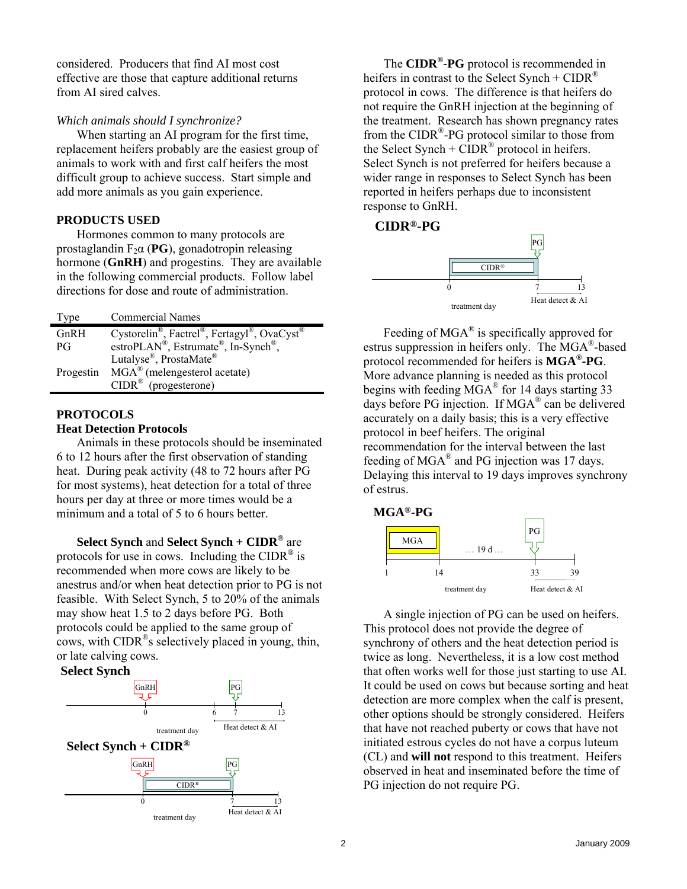considered. Producers that find AI most cost effective are those that capture additional returns from AI sired calves.

*Which animals should I synchronize?*

When starting an AI program for the first time, replacement heifers probably are the easiest group of animals to work with and first calf heifers the most difficult group to achieve success. Start simple and add more animals as you gain experience.

## PRODUCTS USED

Hormones common to many protocols are prostaglandin $F_2\alpha$ (**PG**), gonadotropin releasing hormone (**GnRH**) and progestins. They are available in the following commercial products. Follow label directions for dose and route of administration.

| Type | Commercial Names |
|---|---|
| GnRH | Cystorelin®, Factrel®, Fertagyl®, OvaCyst® |
| PG | estroPLAN®, Estrumate®, In-Synch®, Lutalyse®, ProstaMate® |
| Progestin | MGA® (melengesterol acetate) |
| | CIDR® (progesterone) |

## PROTOCOLS

### Heat Detection Protocols

Animals in these protocols should be inseminated 6 to 12 hours after the first observation of standing heat. During peak activity (48 to 72 hours after PG for most systems), heat detection for a total of three hours per day at three or more times would be a minimum and a total of 5 to 6 hours better.

**Select Synch** and **Select Synch + CIDR®** are protocols for use in cows. Including the CIDR® is recommended when more cows are likely to be anestrus and/or when heat detection prior to PG is not feasible. With Select Synch, 5 to 20% of the animals may show heat 1.5 to 2 days before PG. Both protocols could be applied to the same group of cows, with CIDR®s selectively placed in young, thin, or late calving cows.

**Select Synch**

GnRH (day 0); PG (day 7); Heat detect & AI (days 6–13); treatment day

**Select Synch + CIDR®**

GnRH (day 0); CIDR® (days 0–7); PG (day 7); Heat detect & AI (days 7–13); treatment day

The **CIDR®-PG** protocol is recommended in heifers in contrast to the Select Synch + CIDR® protocol in cows. The difference is that heifers do not require the GnRH injection at the beginning of the treatment. Research has shown pregnancy rates from the CIDR®-PG protocol similar to those from the Select Synch + CIDR® protocol in heifers. Select Synch is not preferred for heifers because a wider range in responses to Select Synch has been reported in heifers perhaps due to inconsistent response to GnRH.

**CIDR®-PG**

CIDR® (days 0–7); PG (day 7); Heat detect & AI (days 7–13); treatment day

Feeding of MGA® is specifically approved for estrus suppression in heifers only. The MGA®-based protocol recommended for heifers is **MGA®-PG**. More advance planning is needed as this protocol begins with feeding MGA® for 14 days starting 33 days before PG injection. If MGA® can be delivered accurately on a daily basis; this is a very effective protocol in beef heifers. The original recommendation for the interval between the last feeding of MGA® and PG injection was 17 days. Delaying this interval to 19 days improves synchrony of estrus.

**MGA®-PG**

MGA (days 1–14); … 19 d …; PG (day 33); Heat detect & AI (days 33–39); treatment day

A single injection of PG can be used on heifers. This protocol does not provide the degree of synchrony of others and the heat detection period is twice as long. Nevertheless, it is a low cost method that often works well for those just starting to use AI. It could be used on cows but because sorting and heat detection are more complex when the calf is present, other options should be strongly considered. Heifers that have not reached puberty or cows that have not initiated estrous cycles do not have a corpus luteum (CL) and **will not** respond to this treatment. Heifers observed in heat and inseminated before the time of PG injection do not require PG.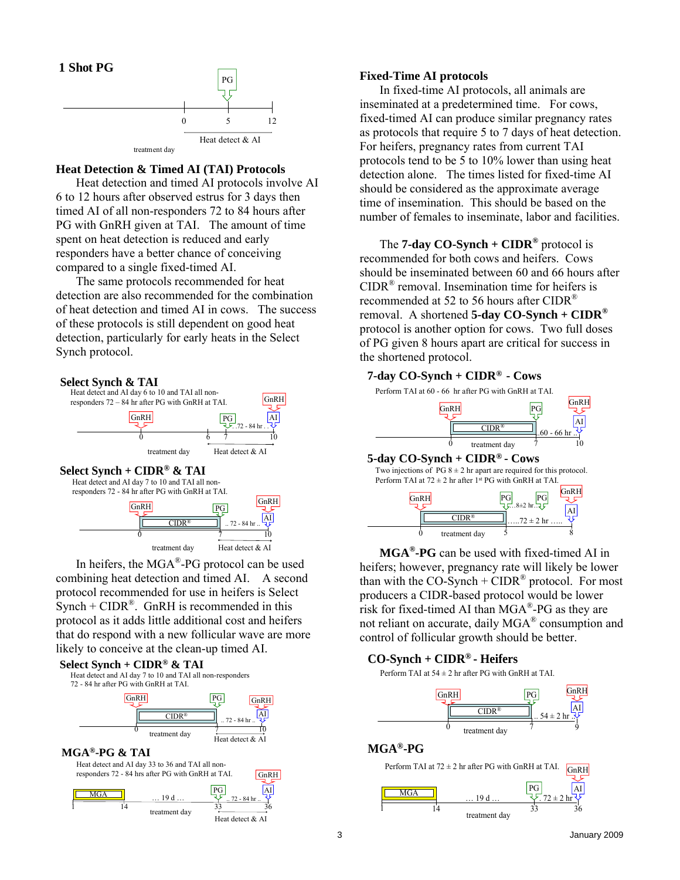## 1 Shot PG

PG

0 — 5 — 12

treatment day — Heat detect & AI

## Heat Detection & Timed AI (TAI) Protocols

Heat detection and timed AI protocols involve AI 6 to 12 hours after observed estrus for 3 days then timed AI of all non-responders 72 to 84 hours after PG with GnRH given at TAI. The amount of time spent on heat detection is reduced and early responders have a better chance of conceiving compared to a single fixed-timed AI.

The same protocols recommended for heat detection are also recommended for the combination of heat detection and timed AI in cows. The success of these protocols is still dependent on good heat detection, particularly for early heats in the Select Synch protocol.

### Select Synch & TAI

Heat detect and AI day 6 to 10 and TAI all non-responders 72 – 84 hr after PG with GnRH at TAI.

GnRH (day 0); PG (day 7); .. 72 - 84 hr ..; GnRH, AI (day 10)

treatment day — Heat detect & AI (days 6–10)

### Select Synch + CIDR® & TAI

Heat detect and AI day 7 to 10 and TAI all non-responders 72 - 84 hr after PG with GnRH at TAI.

GnRH (day 0); CIDR® (days 0–7); PG (day 7); .. 72 - 84 hr ..; GnRH, AI (day 10)

treatment day — Heat detect & AI

In heifers, the MGA®-PG protocol can be used combining heat detection and timed AI. A second protocol recommended for use in heifers is Select Synch + CIDR®. GnRH is recommended in this protocol as it adds little additional cost and heifers that do respond with a new follicular wave are more likely to conceive at the clean-up timed AI.

### Select Synch + CIDR® & TAI

Heat detect and AI day 7 to 10 and TAI all non-responders 72 - 84 hr after PG with GnRH at TAI.

GnRH (day 0); CIDR® (days 0–7); PG (day 7); .. 72 - 84 hr ..; GnRH, AI (day 10)

treatment day — Heat detect & AI

### MGA®-PG & TAI

Heat detect and AI day 33 to 36 and TAI all non-responders 72 - 84 hrs after PG with GnRH at TAI.

MGA (days 1–14); … 19 d …; PG (day 33); .. 72 - 84 hr ..; GnRH, AI (day 36)

treatment day — Heat detect & AI

## Fixed-Time AI protocols

In fixed-time AI protocols, all animals are inseminated at a predetermined time. For cows, fixed-timed AI can produce similar pregnancy rates as protocols that require 5 to 7 days of heat detection. For heifers, pregnancy rates from current TAI protocols tend to be 5 to 10% lower than using heat detection alone. The times listed for fixed-time AI should be considered as the approximate average time of insemination. This should be based on the number of females to inseminate, labor and facilities.

The **7-day CO-Synch + CIDR®** protocol is recommended for both cows and heifers. Cows should be inseminated between 60 and 66 hours after CIDR® removal. Insemination time for heifers is recommended at 52 to 56 hours after CIDR® removal. A shortened **5-day CO-Synch + CIDR®** protocol is another option for cows. Two full doses of PG given 8 hours apart are critical for success in the shortened protocol.

### 7-day CO-Synch + CIDR® - Cows

Perform TAI at 60 - 66 hr after PG with GnRH at TAI.

GnRH (day 0); CIDR® (days 0–7); PG (day 7); .60 - 66 hr ..; GnRH, AI (day 10)

treatment day

### 5-day CO-Synch + CIDR® - Cows

Two injections of PG 8 ± 2 hr apart are required for this protocol. Perform TAI at 72 ± 2 hr after 1[st] PG with GnRH at TAI.

GnRH (day 0); CIDR® (days 0–5); PG (day 5); ..8±2 hr..; PG; .....72 ± 2 hr .....; GnRH, AI (day 8)

treatment day

**MGA®-PG** can be used with fixed-timed AI in heifers; however, pregnancy rate will likely be lower than with the CO-Synch + CIDR® protocol. For most producers a CIDR-based protocol would be lower risk for fixed-timed AI than MGA®-PG as they are not reliant on accurate, daily MGA® consumption and control of follicular growth should be better.

### CO-Synch + CIDR® - Heifers

Perform TAI at 54 ± 2 hr after PG with GnRH at TAI.

GnRH (day 0); CIDR® (days 0–7); PG (day 7); .. 54 ± 2 hr ..; GnRH, AI (day 9)

treatment day

### MGA®-PG

Perform TAI at 72 ± 2 hr after PG with GnRH at TAI.

MGA (days 1–14); … 19 d …; PG (day 33); . 72 ± 2 hr .; GnRH, AI (day 36)

treatment day

January 2009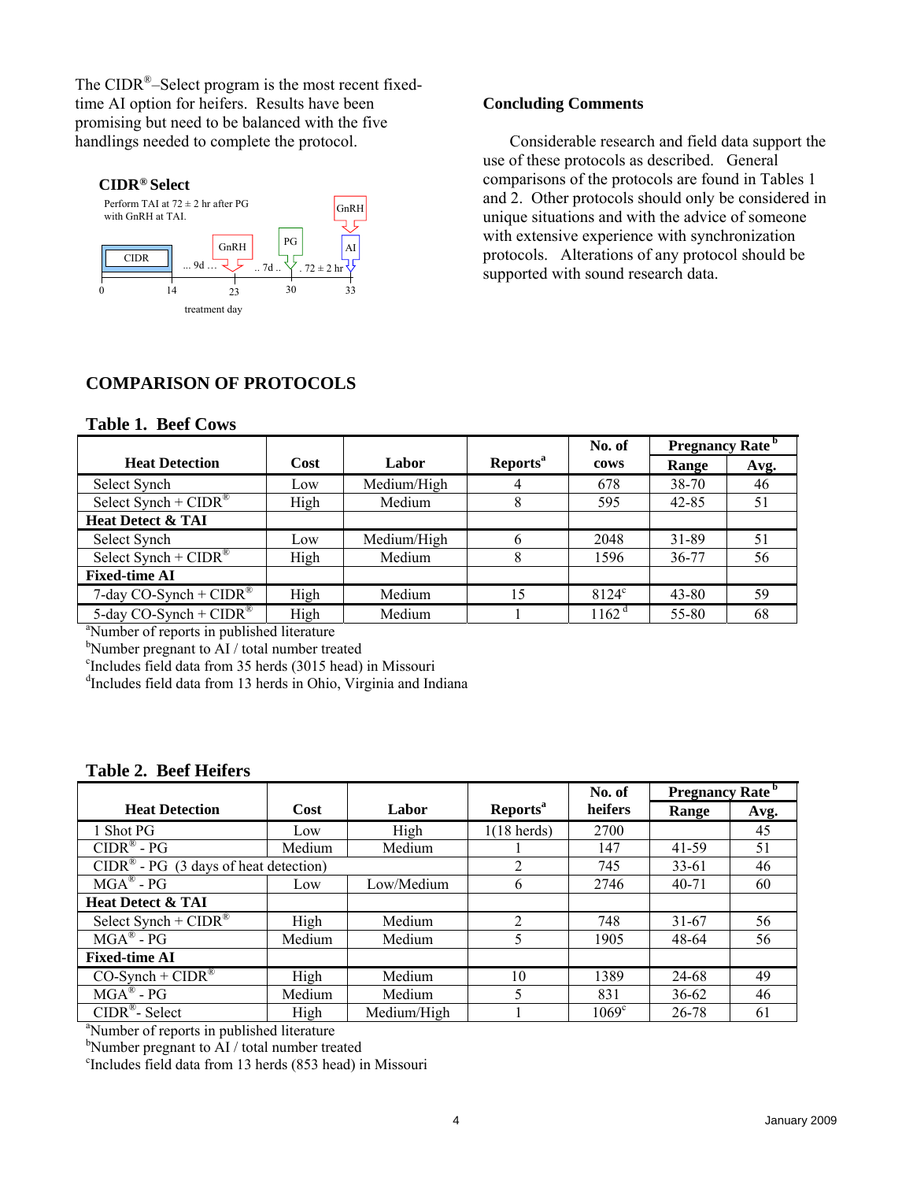The CIDR®–Select program is the most recent fixed-time AI option for heifers. Results have been promising but need to be balanced with the five handlings needed to complete the protocol.

**CIDR® Select**

Perform TAI at 72 ± 2 hr after PG with GnRH at TAI.

CIDR
... 9d ...
GnRH
.. 7d ..
PG
. 72 ± 2 hr
GnRH
AI
0
14
23
30
33
treatment day

## Concluding Comments

Considerable research and field data support the use of these protocols as described. General comparisons of the protocols are found in Tables 1 and 2. Other protocols should only be considered in unique situations and with the advice of someone with extensive experience with synchronization protocols. Alterations of any protocol should be supported with sound research data.

## COMPARISON OF PROTOCOLS

### Table 1. Beef Cows

| Heat Detection | Cost | Labor | Reports[a] | No. of cows | Pregnancy Rate[b] | |
|---|---|---|---|---|---|---|
| | | | | | Range | Avg. |
| Select Synch | Low | Medium/High | 4 | 678 | 38-70 | 46 |
| Select Synch + CIDR® | High | Medium | 8 | 595 | 42-85 | 51 |
| **Heat Detect & TAI** | | | | | | |
| Select Synch | Low | Medium/High | 6 | 2048 | 31-89 | 51 |
| Select Synch + CIDR® | High | Medium | 8 | 1596 | 36-77 | 56 |
| **Fixed-time AI** | | | | | | |
| 7-day CO-Synch + CIDR® | High | Medium | 15 | 8124[c] | 43-80 | 59 |
| 5-day CO-Synch + CIDR® | High | Medium | 1 | 1162[d] | 55-80 | 68 |

[a]Number of reports in published literature
[b]Number pregnant to AI / total number treated
[c]Includes field data from 35 herds (3015 head) in Missouri
[d]Includes field data from 13 herds in Ohio, Virginia and Indiana

### Table 2. Beef Heifers

| Heat Detection | Cost | Labor | Reports[a] | No. of heifers | Pregnancy Rate[b] | |
|---|---|---|---|---|---|---|
| | | | | | Range | Avg. |
| 1 Shot PG | Low | High | 1(18 herds) | 2700 | | 45 |
| CIDR® - PG | Medium | Medium | 1 | 147 | 41-59 | 51 |
| CIDR® - PG (3 days of heat detection) | | | 2 | 745 | 33-61 | 46 |
| MGA® - PG | Low | Low/Medium | 6 | 2746 | 40-71 | 60 |
| **Heat Detect & TAI** | | | | | | |
| Select Synch + CIDR® | High | Medium | 2 | 748 | 31-67 | 56 |
| MGA® - PG | Medium | Medium | 5 | 1905 | 48-64 | 56 |
| **Fixed-time AI** | | | | | | |
| CO-Synch + CIDR® | High | Medium | 10 | 1389 | 24-68 | 49 |
| MGA® - PG | Medium | Medium | 5 | 831 | 36-62 | 46 |
| CIDR®- Select | High | Medium/High | 1 | 1069[c] | 26-78 | 61 |

[a]Number of reports in published literature
[b]Number pregnant to AI / total number treated
[c]Includes field data from 13 herds (853 head) in Missouri